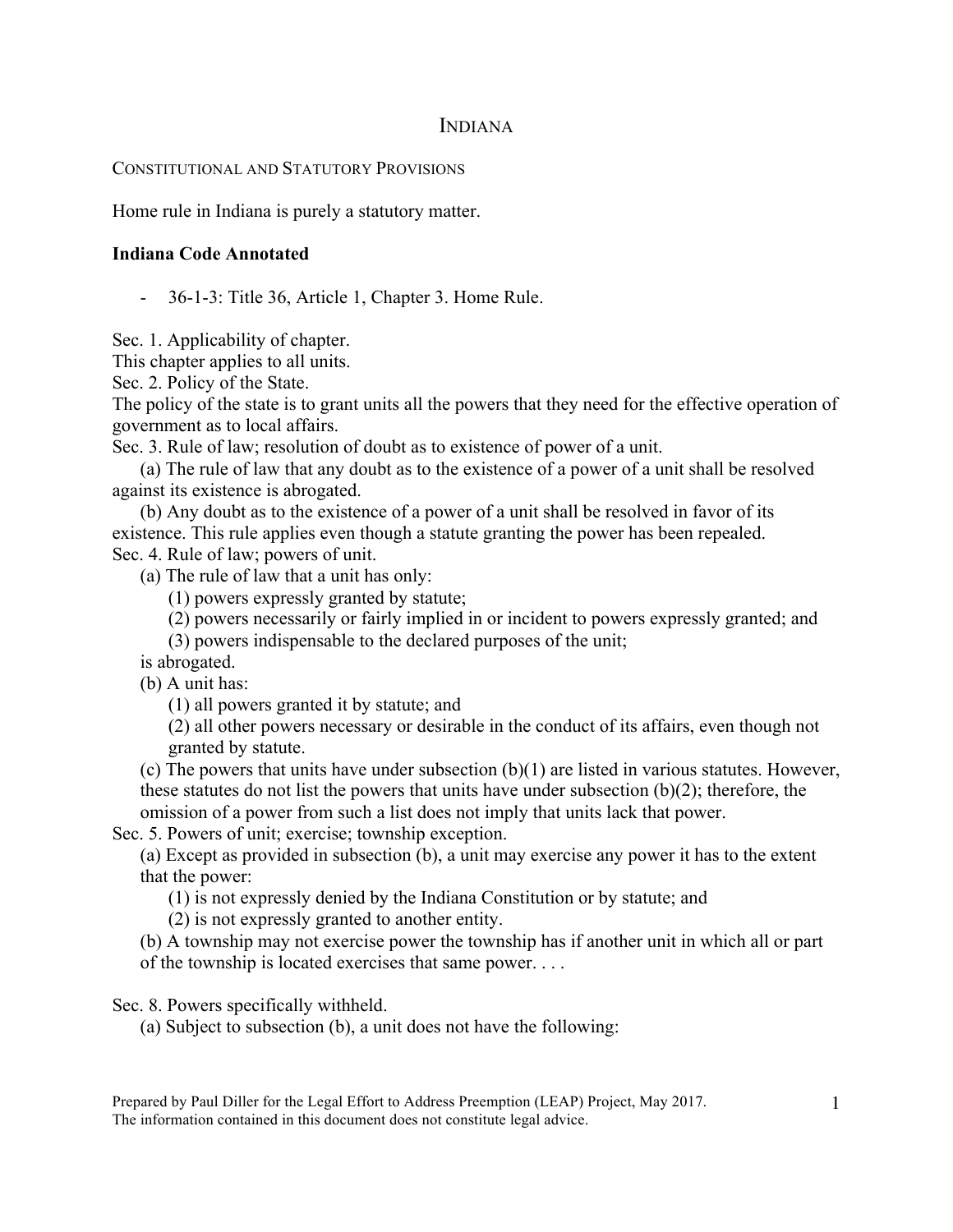# INDIANA

CONSTITUTIONAL AND STATUTORY PROVISIONS

Home rule in Indiana is purely a statutory matter.

**Indiana Code Annotated**

- 36-1-3: Title 36, Article 1, Chapter 3. Home Rule.

Sec. 1. Applicability of chapter.
This chapter applies to all units.
Sec. 2. Policy of the State.
The policy of the state is to grant units all the powers that they need for the effective operation of government as to local affairs.
Sec. 3. Rule of law; resolution of doubt as to existence of power of a unit.

(a) The rule of law that any doubt as to the existence of a power of a unit shall be resolved against its existence is abrogated.

(b) Any doubt as to the existence of a power of a unit shall be resolved in favor of its existence. This rule applies even though a statute granting the power has been repealed.

Sec. 4. Rule of law; powers of unit.

(a) The rule of law that a unit has only:

(1) powers expressly granted by statute;

(2) powers necessarily or fairly implied in or incident to powers expressly granted; and

(3) powers indispensable to the declared purposes of the unit;

is abrogated.

(b) A unit has:

(1) all powers granted it by statute; and

(2) all other powers necessary or desirable in the conduct of its affairs, even though not granted by statute.

(c) The powers that units have under subsection (b)(1) are listed in various statutes. However, these statutes do not list the powers that units have under subsection (b)(2); therefore, the omission of a power from such a list does not imply that units lack that power.

Sec. 5. Powers of unit; exercise; township exception.

(a) Except as provided in subsection (b), a unit may exercise any power it has to the extent that the power:

(1) is not expressly denied by the Indiana Constitution or by statute; and

(2) is not expressly granted to another entity.

(b) A township may not exercise power the township has if another unit in which all or part of the township is located exercises that same power. . . .

Sec. 8. Powers specifically withheld.

(a) Subject to subsection (b), a unit does not have the following:

Prepared by Paul Diller for the Legal Effort to Address Preemption (LEAP) Project, May 2017.
The information contained in this document does not constitute legal advice.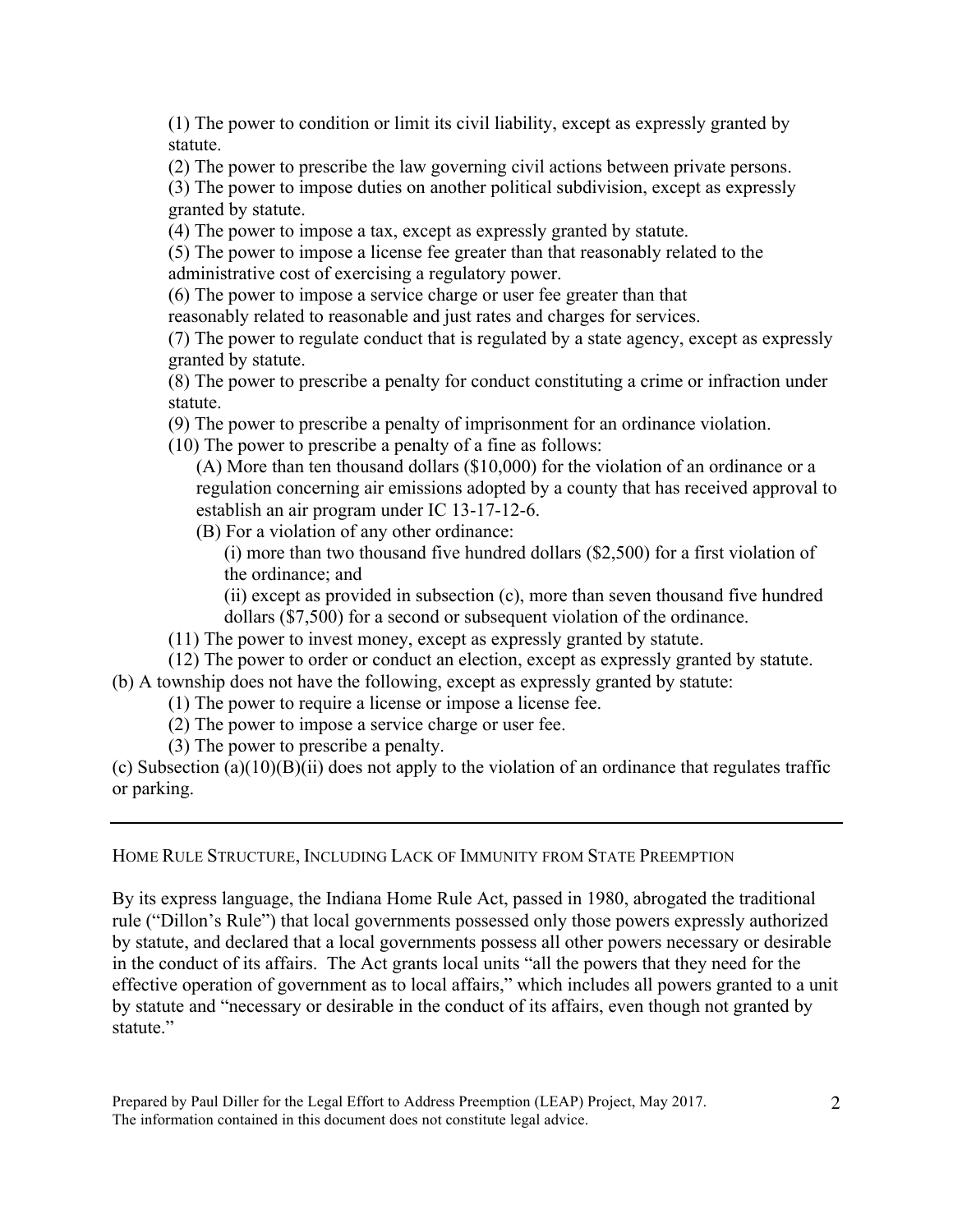(1) The power to condition or limit its civil liability, except as expressly granted by statute.

(2) The power to prescribe the law governing civil actions between private persons.

(3) The power to impose duties on another political subdivision, except as expressly granted by statute.

(4) The power to impose a tax, except as expressly granted by statute.

(5) The power to impose a license fee greater than that reasonably related to the administrative cost of exercising a regulatory power.

(6) The power to impose a service charge or user fee greater than that reasonably related to reasonable and just rates and charges for services.

(7) The power to regulate conduct that is regulated by a state agency, except as expressly granted by statute.

(8) The power to prescribe a penalty for conduct constituting a crime or infraction under statute.

(9) The power to prescribe a penalty of imprisonment for an ordinance violation.

(10) The power to prescribe a penalty of a fine as follows:

> (A) More than ten thousand dollars ($10,000) for the violation of an ordinance or a regulation concerning air emissions adopted by a county that has received approval to establish an air program under IC 13-17-12-6.
>
> (B) For a violation of any other ordinance:
>
> > (i) more than two thousand five hundred dollars ($2,500) for a first violation of the ordinance; and
> >
> > (ii) except as provided in subsection (c), more than seven thousand five hundred dollars ($7,500) for a second or subsequent violation of the ordinance.

(11) The power to invest money, except as expressly granted by statute.

(12) The power to order or conduct an election, except as expressly granted by statute.

(b) A township does not have the following, except as expressly granted by statute:

(1) The power to require a license or impose a license fee.

(2) The power to impose a service charge or user fee.

(3) The power to prescribe a penalty.

(c) Subsection (a)(10)(B)(ii) does not apply to the violation of an ordinance that regulates traffic or parking.

---

## HOME RULE STRUCTURE, INCLUDING LACK OF IMMUNITY FROM STATE PREEMPTION

By its express language, the Indiana Home Rule Act, passed in 1980, abrogated the traditional rule ("Dillon's Rule") that local governments possessed only those powers expressly authorized by statute, and declared that a local governments possess all other powers necessary or desirable in the conduct of its affairs. The Act grants local units "all the powers that they need for the effective operation of government as to local affairs," which includes all powers granted to a unit by statute and "necessary or desirable in the conduct of its affairs, even though not granted by statute."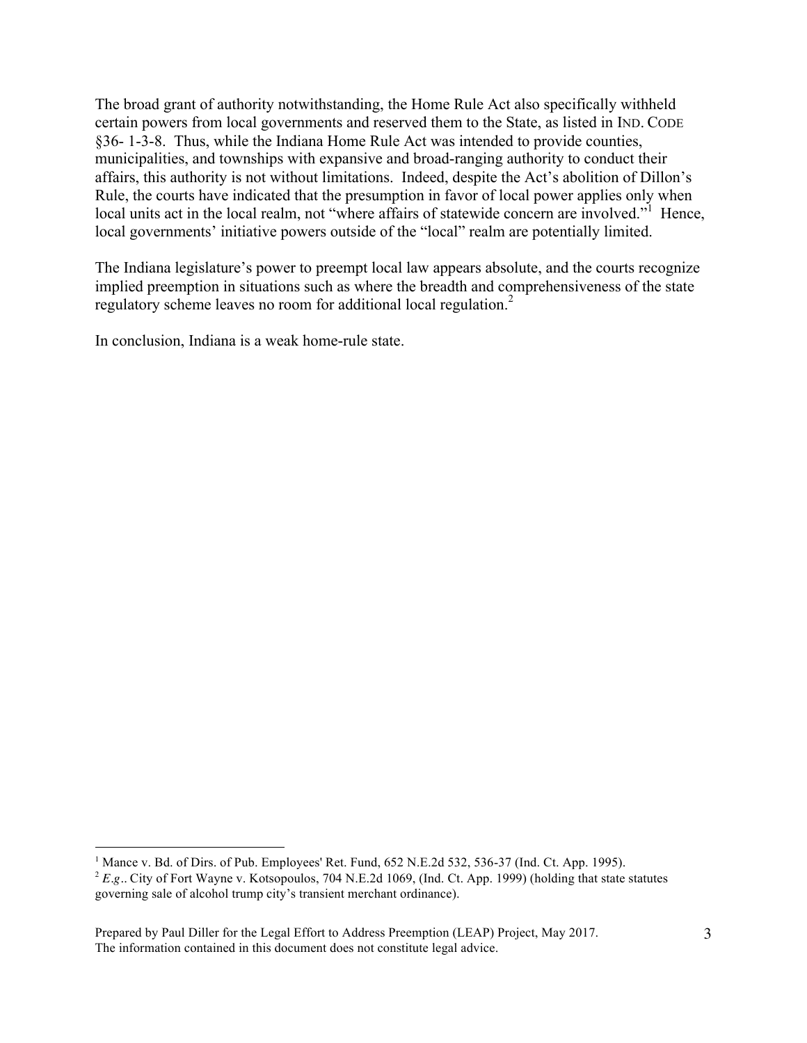The broad grant of authority notwithstanding, the Home Rule Act also specifically withheld certain powers from local governments and reserved them to the State, as listed in IND. CODE §36- 1-3-8. Thus, while the Indiana Home Rule Act was intended to provide counties, municipalities, and townships with expansive and broad-ranging authority to conduct their affairs, this authority is not without limitations. Indeed, despite the Act's abolition of Dillon's Rule, the courts have indicated that the presumption in favor of local power applies only when local units act in the local realm, not "where affairs of statewide concern are involved."[1] Hence, local governments' initiative powers outside of the "local" realm are potentially limited.

The Indiana legislature's power to preempt local law appears absolute, and the courts recognize implied preemption in situations such as where the breadth and comprehensiveness of the state regulatory scheme leaves no room for additional local regulation.[2]

In conclusion, Indiana is a weak home-rule state.

---

[1] Mance v. Bd. of Dirs. of Pub. Employees' Ret. Fund, 652 N.E.2d 532, 536-37 (Ind. Ct. App. 1995).

[2] *E.g.*. City of Fort Wayne v. Kotsopoulos, 704 N.E.2d 1069, (Ind. Ct. App. 1999) (holding that state statutes governing sale of alcohol trump city's transient merchant ordinance).

Prepared by Paul Diller for the Legal Effort to Address Preemption (LEAP) Project, May 2017.
The information contained in this document does not constitute legal advice.